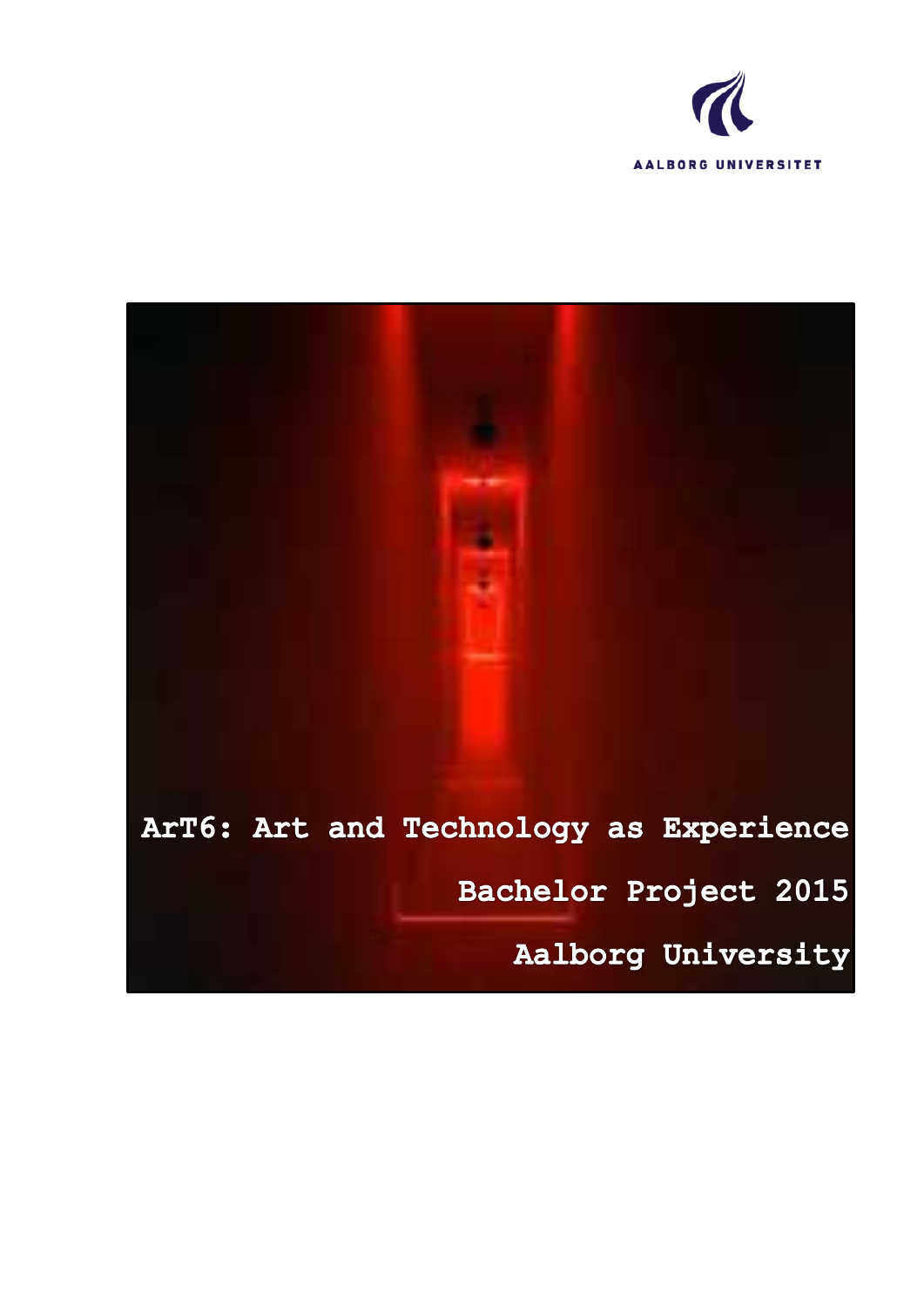AALBORG UNIVERSITET

# ArT6: Art and Technology as Experience

## Bachelor Project 2015

## Aalborg University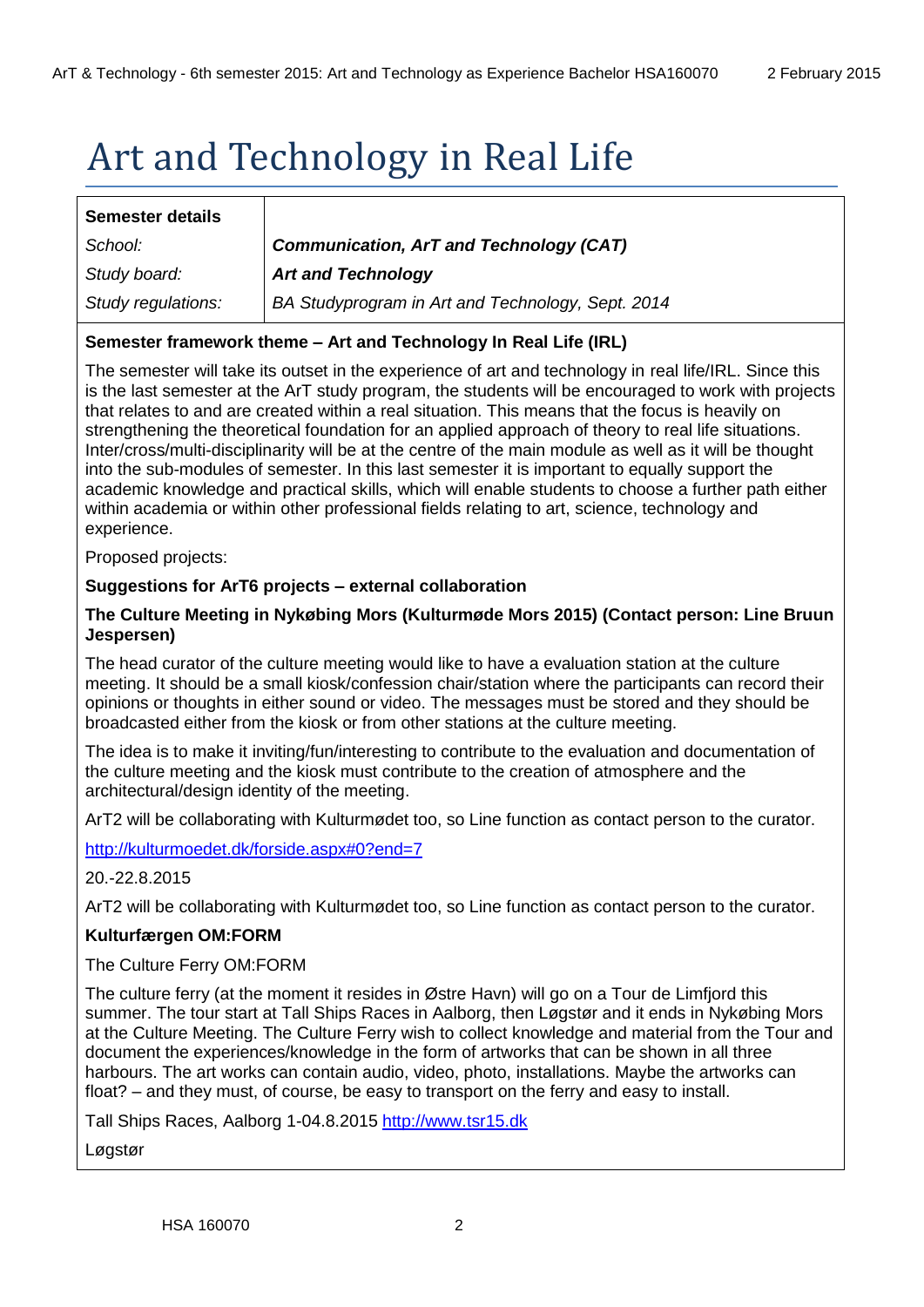# Art and Technology in Real Life

| **Semester details** | |
|---|---|
| *School:* | ***Communication, ArT and Technology (CAT)*** |
| *Study board:* | ***Art and Technology*** |
| *Study regulations:* | *BA Studyprogram in Art and Technology, Sept. 2014* |

**Semester framework theme – Art and Technology In Real Life (IRL)**

The semester will take its outset in the experience of art and technology in real life/IRL. Since this is the last semester at the ArT study program, the students will be encouraged to work with projects that relates to and are created within a real situation. This means that the focus is heavily on strengthening the theoretical foundation for an applied approach of theory to real life situations. Inter/cross/multi-disciplinarity will be at the centre of the main module as well as it will be thought into the sub-modules of semester. In this last semester it is important to equally support the academic knowledge and practical skills, which will enable students to choose a further path either within academia or within other professional fields relating to art, science, technology and experience.

Proposed projects:

**Suggestions for ArT6 projects – external collaboration**

**The Culture Meeting in Nykøbing Mors (Kulturmøde Mors 2015) (Contact person: Line Bruun Jespersen)**

The head curator of the culture meeting would like to have a evaluation station at the culture meeting. It should be a small kiosk/confession chair/station where the participants can record their opinions or thoughts in either sound or video. The messages must be stored and they should be broadcasted either from the kiosk or from other stations at the culture meeting.

The idea is to make it inviting/fun/interesting to contribute to the evaluation and documentation of the culture meeting and the kiosk must contribute to the creation of atmosphere and the architectural/design identity of the meeting.

ArT2 will be collaborating with Kulturmødet too, so Line function as contact person to the curator.

http://kulturmoedet.dk/forside.aspx#0?end=7

20.-22.8.2015

ArT2 will be collaborating with Kulturmødet too, so Line function as contact person to the curator.

**Kulturfærgen OM:FORM**

The Culture Ferry OM:FORM

The culture ferry (at the moment it resides in Østre Havn) will go on a Tour de Limfjord this summer. The tour start at Tall Ships Races in Aalborg, then Løgstør and it ends in Nykøbing Mors at the Culture Meeting. The Culture Ferry wish to collect knowledge and material from the Tour and document the experiences/knowledge in the form of artworks that can be shown in all three harbours. The art works can contain audio, video, photo, installations. Maybe the artworks can float? – and they must, of course, be easy to transport on the ferry and easy to install.

Tall Ships Races, Aalborg 1-04.8.2015 http://www.tsr15.dk

Løgstør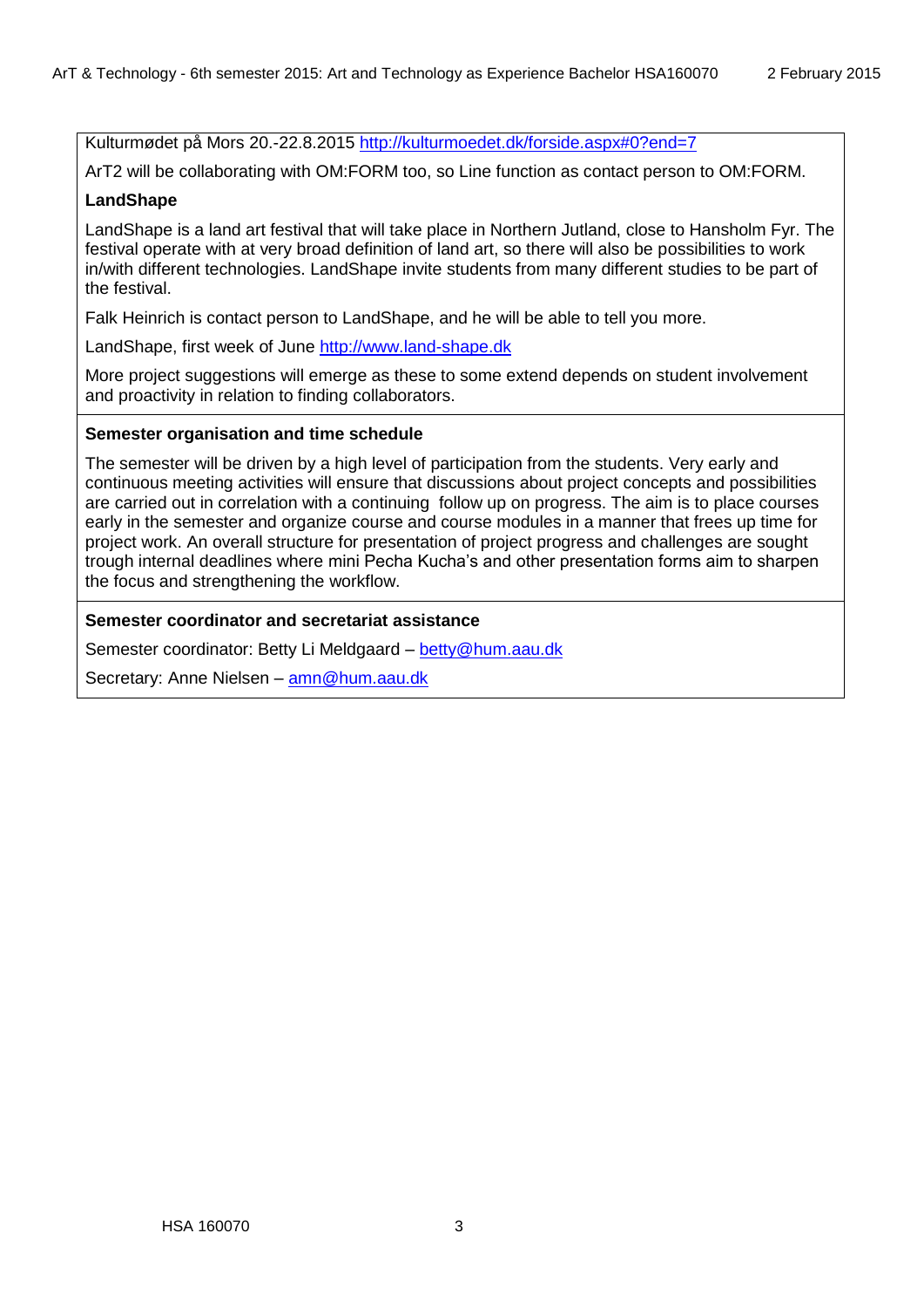Kulturmødet på Mors 20.-22.8.2015 http://kulturmoedet.dk/forside.aspx#0?end=7

ArT2 will be collaborating with OM:FORM too, so Line function as contact person to OM:FORM.

**LandShape**

LandShape is a land art festival that will take place in Northern Jutland, close to Hansholm Fyr. The festival operate with at very broad definition of land art, so there will also be possibilities to work in/with different technologies. LandShape invite students from many different studies to be part of the festival.

Falk Heinrich is contact person to LandShape, and he will be able to tell you more.

LandShape, first week of June http://www.land-shape.dk

More project suggestions will emerge as these to some extend depends on student involvement and proactivity in relation to finding collaborators.

**Semester organisation and time schedule**

The semester will be driven by a high level of participation from the students. Very early and continuous meeting activities will ensure that discussions about project concepts and possibilities are carried out in correlation with a continuing follow up on progress. The aim is to place courses early in the semester and organize course and course modules in a manner that frees up time for project work. An overall structure for presentation of project progress and challenges are sought trough internal deadlines where mini Pecha Kucha's and other presentation forms aim to sharpen the focus and strengthening the workflow.

**Semester coordinator and secretariat assistance**

Semester coordinator: Betty Li Meldgaard – betty@hum.aau.dk

Secretary: Anne Nielsen – amn@hum.aau.dk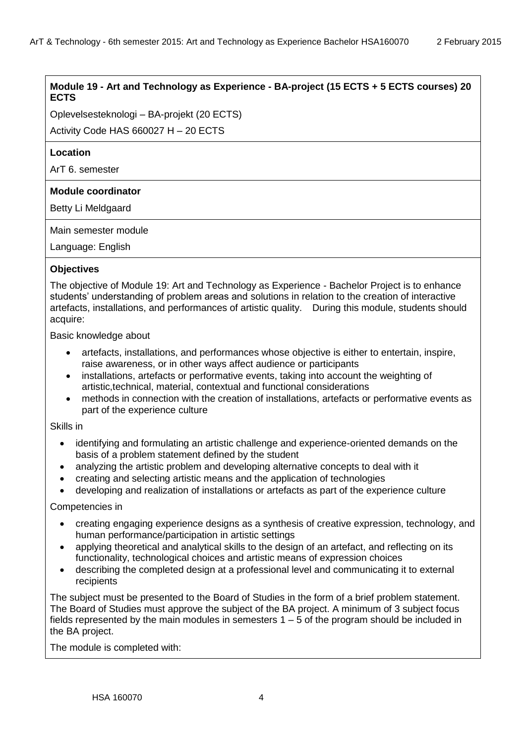**Module 19 - Art and Technology as Experience - BA-project (15 ECTS + 5 ECTS courses) 20 ECTS**

Oplevelsesteknologi – BA-projekt (20 ECTS)

Activity Code HAS 660027 H – 20 ECTS

**Location**

ArT 6. semester

**Module coordinator**

Betty Li Meldgaard

Main semester module

Language: English

**Objectives**

The objective of Module 19: Art and Technology as Experience - Bachelor Project is to enhance students' understanding of problem areas and solutions in relation to the creation of interactive artefacts, installations, and performances of artistic quality. During this module, students should acquire:

Basic knowledge about

- artefacts, installations, and performances whose objective is either to entertain, inspire, raise awareness, or in other ways affect audience or participants
- installations, artefacts or performative events, taking into account the weighting of artistic,technical, material, contextual and functional considerations
- methods in connection with the creation of installations, artefacts or performative events as part of the experience culture

Skills in

- identifying and formulating an artistic challenge and experience-oriented demands on the basis of a problem statement defined by the student
- analyzing the artistic problem and developing alternative concepts to deal with it
- creating and selecting artistic means and the application of technologies
- developing and realization of installations or artefacts as part of the experience culture

Competencies in

- creating engaging experience designs as a synthesis of creative expression, technology, and human performance/participation in artistic settings
- applying theoretical and analytical skills to the design of an artefact, and reflecting on its functionality, technological choices and artistic means of expression choices
- describing the completed design at a professional level and communicating it to external recipients

The subject must be presented to the Board of Studies in the form of a brief problem statement. The Board of Studies must approve the subject of the BA project. A minimum of 3 subject focus fields represented by the main modules in semesters 1 – 5 of the program should be included in the BA project.

The module is completed with: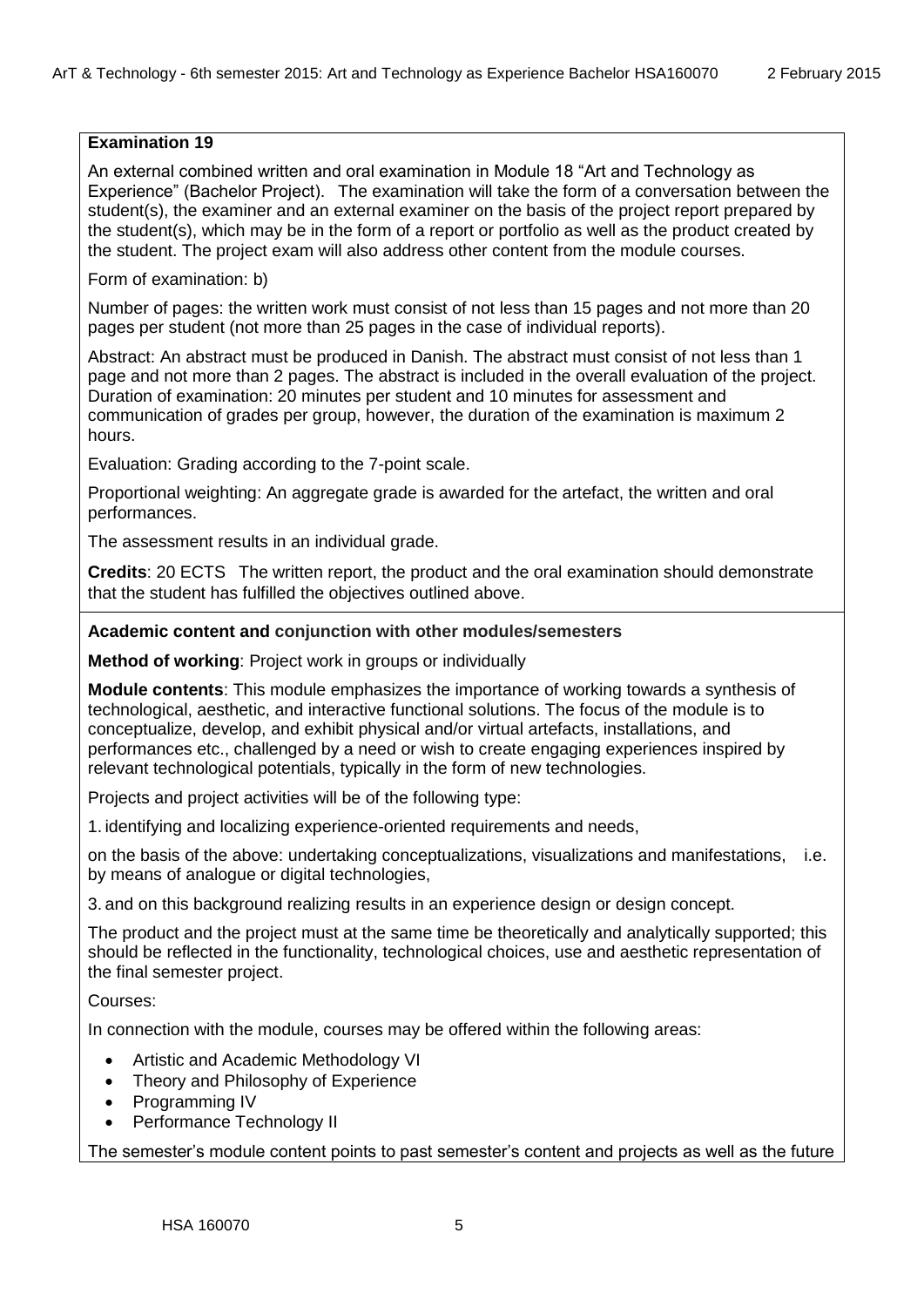**Examination 19**

An external combined written and oral examination in Module 18 "Art and Technology as Experience" (Bachelor Project). The examination will take the form of a conversation between the student(s), the examiner and an external examiner on the basis of the project report prepared by the student(s), which may be in the form of a report or portfolio as well as the product created by the student. The project exam will also address other content from the module courses.

Form of examination: b)

Number of pages: the written work must consist of not less than 15 pages and not more than 20 pages per student (not more than 25 pages in the case of individual reports).

Abstract: An abstract must be produced in Danish. The abstract must consist of not less than 1 page and not more than 2 pages. The abstract is included in the overall evaluation of the project. Duration of examination: 20 minutes per student and 10 minutes for assessment and communication of grades per group, however, the duration of the examination is maximum 2 hours.

Evaluation: Grading according to the 7-point scale.

Proportional weighting: An aggregate grade is awarded for the artefact, the written and oral performances.

The assessment results in an individual grade.

**Credits**: 20 ECTS The written report, the product and the oral examination should demonstrate that the student has fulfilled the objectives outlined above.

**Academic content and conjunction with other modules/semesters**

**Method of working**: Project work in groups or individually

**Module contents**: This module emphasizes the importance of working towards a synthesis of technological, aesthetic, and interactive functional solutions. The focus of the module is to conceptualize, develop, and exhibit physical and/or virtual artefacts, installations, and performances etc., challenged by a need or wish to create engaging experiences inspired by relevant technological potentials, typically in the form of new technologies.

Projects and project activities will be of the following type:

1. identifying and localizing experience-oriented requirements and needs,

on the basis of the above: undertaking conceptualizations, visualizations and manifestations, i.e. by means of analogue or digital technologies,

3. and on this background realizing results in an experience design or design concept.

The product and the project must at the same time be theoretically and analytically supported; this should be reflected in the functionality, technological choices, use and aesthetic representation of the final semester project.

Courses:

In connection with the module, courses may be offered within the following areas:

- Artistic and Academic Methodology VI
- Theory and Philosophy of Experience
- Programming IV
- Performance Technology II

The semester's module content points to past semester's content and projects as well as the future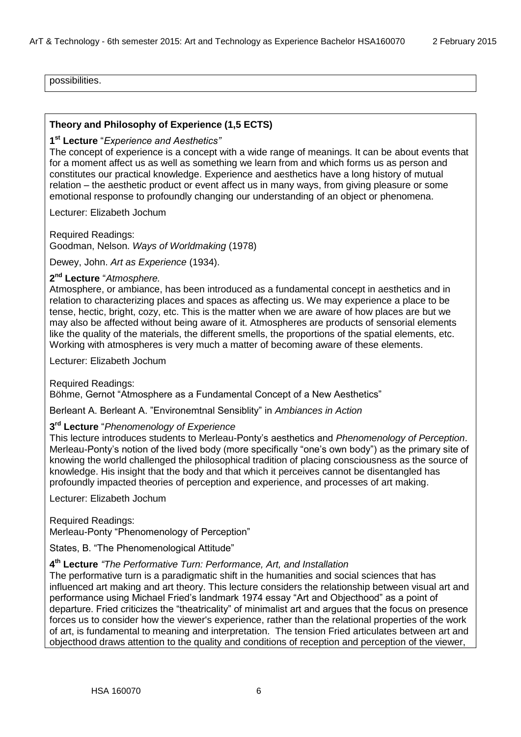possibilities.

**Theory and Philosophy of Experience (1,5 ECTS)**

**1st Lecture** "*Experience and Aesthetics"*

The concept of experience is a concept with a wide range of meanings. It can be about events that for a moment affect us as well as something we learn from and which forms us as person and constitutes our practical knowledge. Experience and aesthetics have a long history of mutual relation – the aesthetic product or event affect us in many ways, from giving pleasure or some emotional response to profoundly changing our understanding of an object or phenomena.

Lecturer: Elizabeth Jochum

Required Readings:

Goodman, Nelson. *Ways of Worldmaking* (1978)

Dewey, John. *Art as Experience* (1934).

**2nd Lecture** "*Atmosphere.*

Atmosphere, or ambiance, has been introduced as a fundamental concept in aesthetics and in relation to characterizing places and spaces as affecting us. We may experience a place to be tense, hectic, bright, cozy, etc. This is the matter when we are aware of how places are but we may also be affected without being aware of it. Atmospheres are products of sensorial elements like the quality of the materials, the different smells, the proportions of the spatial elements, etc. Working with atmospheres is very much a matter of becoming aware of these elements.

Lecturer: Elizabeth Jochum

Required Readings:

Böhme, Gernot "Atmosphere as a Fundamental Concept of a New Aesthetics"

Berleant A. Berleant A. "Environemtnal Sensiblity" in *Ambiances in Action*

**3rd Lecture** "*Phenomenology of Experience*

This lecture introduces students to Merleau-Ponty's aesthetics and *Phenomenology of Perception*. Merleau-Ponty's notion of the lived body (more specifically "one's own body") as the primary site of knowing the world challenged the philosophical tradition of placing consciousness as the source of knowledge. His insight that the body and that which it perceives cannot be disentangled has profoundly impacted theories of perception and experience, and processes of art making.

Lecturer: Elizabeth Jochum

Required Readings:

Merleau-Ponty "Phenomenology of Perception"

States, B. "The Phenomenological Attitude"

**4th Lecture** *"The Performative Turn: Performance, Art, and Installation*

The performative turn is a paradigmatic shift in the humanities and social sciences that has influenced art making and art theory. This lecture considers the relationship between visual art and performance using Michael Fried's landmark 1974 essay "Art and Objecthood" as a point of departure. Fried criticizes the "theatricality" of minimalist art and argues that the focus on presence forces us to consider how the viewer's experience, rather than the relational properties of the work of art, is fundamental to meaning and interpretation. The tension Fried articulates between art and objecthood draws attention to the quality and conditions of reception and perception of the viewer,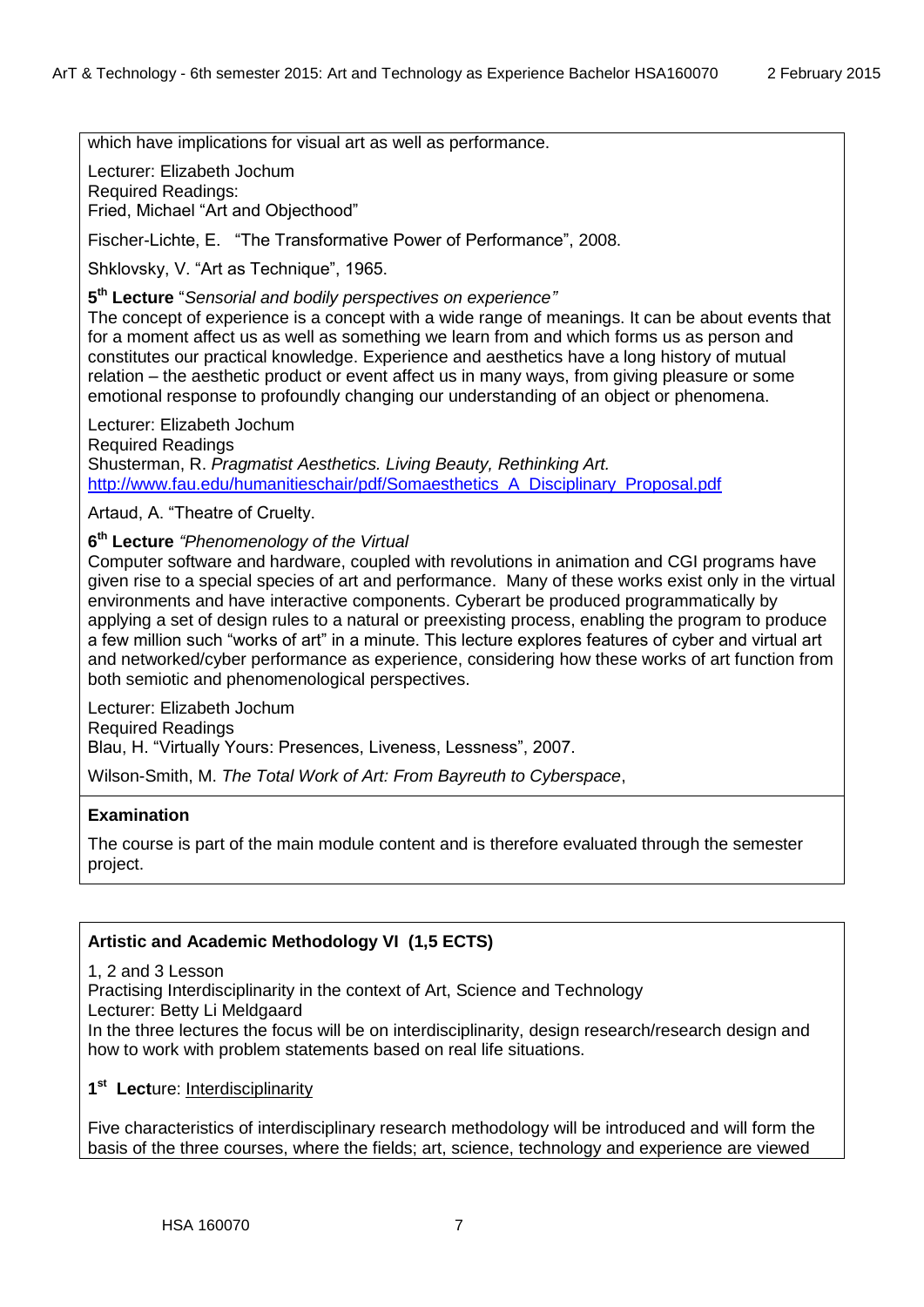which have implications for visual art as well as performance.

Lecturer: Elizabeth Jochum
Required Readings:
Fried, Michael "Art and Objecthood"

Fischer-Lichte, E. "The Transformative Power of Performance", 2008.

Shklovsky, V. "Art as Technique", 1965.

**5th Lecture** "*Sensorial and bodily perspectives on experience"*
The concept of experience is a concept with a wide range of meanings. It can be about events that for a moment affect us as well as something we learn from and which forms us as person and constitutes our practical knowledge. Experience and aesthetics have a long history of mutual relation – the aesthetic product or event affect us in many ways, from giving pleasure or some emotional response to profoundly changing our understanding of an object or phenomena.

Lecturer: Elizabeth Jochum
Required Readings
Shusterman, R. *Pragmatist Aesthetics. Living Beauty, Rethinking Art.*
http://www.fau.edu/humanitieschair/pdf/Somaesthetics_A_Disciplinary_Proposal.pdf

Artaud, A. "Theatre of Cruelty.

**6th Lecture** *"Phenomenology of the Virtual*
Computer software and hardware, coupled with revolutions in animation and CGI programs have given rise to a special species of art and performance. Many of these works exist only in the virtual environments and have interactive components. Cyberart be produced programmatically by applying a set of design rules to a natural or preexisting process, enabling the program to produce a few million such "works of art" in a minute. This lecture explores features of cyber and virtual art and networked/cyber performance as experience, considering how these works of art function from both semiotic and phenomenological perspectives.

Lecturer: Elizabeth Jochum
Required Readings
Blau, H. "Virtually Yours: Presences, Liveness, Lessness", 2007.

Wilson-Smith, M. *The Total Work of Art: From Bayreuth to Cyberspace*,

**Examination**

The course is part of the main module content and is therefore evaluated through the semester project.

**Artistic and Academic Methodology VI (1,5 ECTS)**

1, 2 and 3 Lesson
Practising Interdisciplinarity in the context of Art, Science and Technology
Lecturer: Betty Li Meldgaard
In the three lectures the focus will be on interdisciplinarity, design research/research design and how to work with problem statements based on real life situations.

**1st Lect**ure: Interdisciplinarity

Five characteristics of interdisciplinary research methodology will be introduced and will form the basis of the three courses, where the fields; art, science, technology and experience are viewed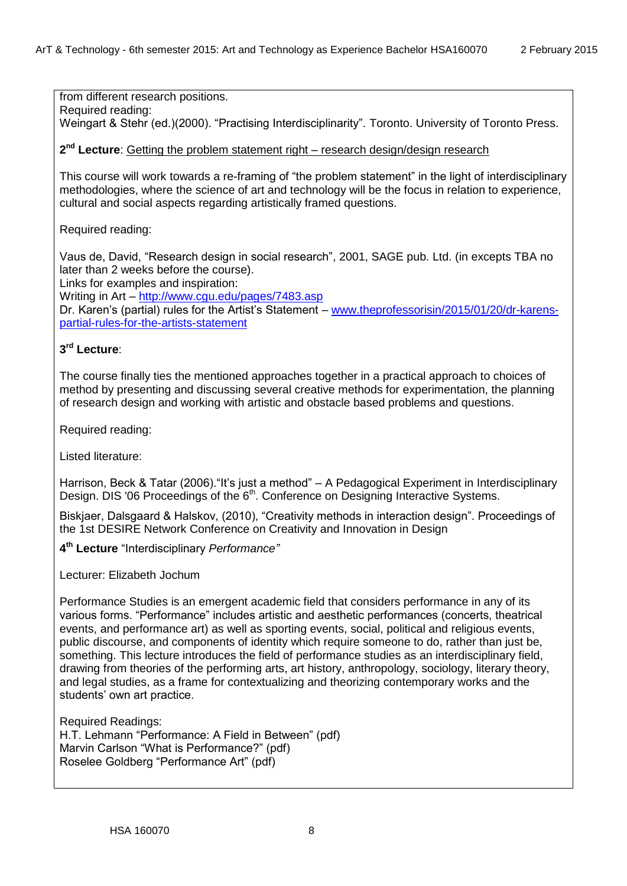from different research positions.
Required reading:
Weingart & Stehr (ed.)(2000). "Practising Interdisciplinarity". Toronto. University of Toronto Press.

**2nd Lecture**: Getting the problem statement right – research design/design research

This course will work towards a re-framing of "the problem statement" in the light of interdisciplinary methodologies, where the science of art and technology will be the focus in relation to experience, cultural and social aspects regarding artistically framed questions.

Required reading:

Vaus de, David, "Research design in social research", 2001, SAGE pub. Ltd. (in excepts TBA no later than 2 weeks before the course).
Links for examples and inspiration:
Writing in Art – http://www.cgu.edu/pages/7483.asp
Dr. Karen's (partial) rules for the Artist's Statement – www.theprofessorisin/2015/01/20/dr-karens-partial-rules-for-the-artists-statement

**3rd Lecture**:

The course finally ties the mentioned approaches together in a practical approach to choices of method by presenting and discussing several creative methods for experimentation, the planning of research design and working with artistic and obstacle based problems and questions.

Required reading:

Listed literature:

Harrison, Beck & Tatar (2006)."It's just a method" – A Pedagogical Experiment in Interdisciplinary Design. DIS '06 Proceedings of the 6th. Conference on Designing Interactive Systems.

Biskjaer, Dalsgaard & Halskov, (2010), "Creativity methods in interaction design". Proceedings of the 1st DESIRE Network Conference on Creativity and Innovation in Design

**4th Lecture** "Interdisciplinary *Performance"*

Lecturer: Elizabeth Jochum

Performance Studies is an emergent academic field that considers performance in any of its various forms. "Performance" includes artistic and aesthetic performances (concerts, theatrical events, and performance art) as well as sporting events, social, political and religious events, public discourse, and components of identity which require someone to do, rather than just be, something. This lecture introduces the field of performance studies as an interdisciplinary field, drawing from theories of the performing arts, art history, anthropology, sociology, literary theory, and legal studies, as a frame for contextualizing and theorizing contemporary works and the students' own art practice.

Required Readings:
H.T. Lehmann "Performance: A Field in Between" (pdf)
Marvin Carlson "What is Performance?" (pdf)
Roselee Goldberg "Performance Art" (pdf)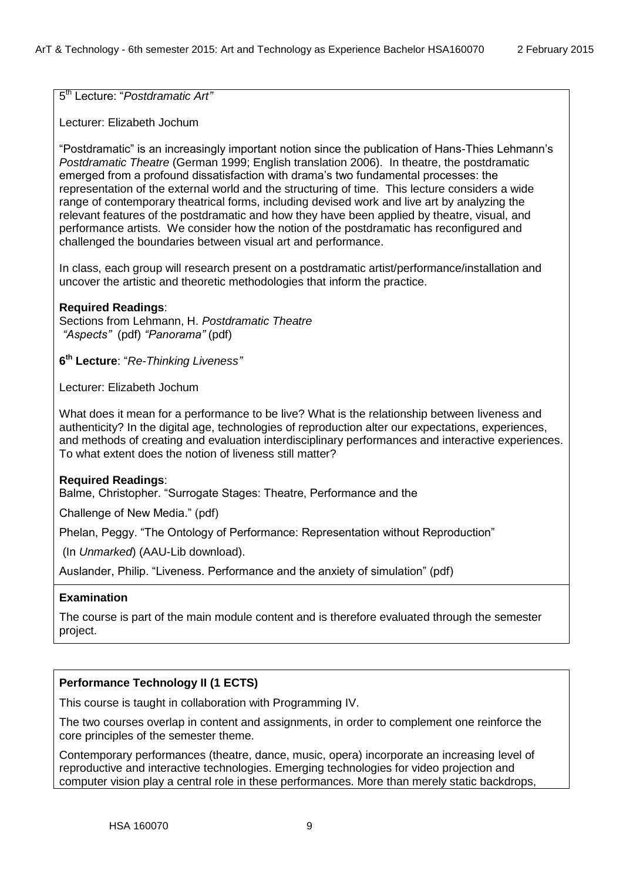5th Lecture: "*Postdramatic Art"*

Lecturer: Elizabeth Jochum

"Postdramatic" is an increasingly important notion since the publication of Hans-Thies Lehmann's *Postdramatic Theatre* (German 1999; English translation 2006). In theatre, the postdramatic emerged from a profound dissatisfaction with drama's two fundamental processes: the representation of the external world and the structuring of time. This lecture considers a wide range of contemporary theatrical forms, including devised work and live art by analyzing the relevant features of the postdramatic and how they have been applied by theatre, visual, and performance artists. We consider how the notion of the postdramatic has reconfigured and challenged the boundaries between visual art and performance.

In class, each group will research present on a postdramatic artist/performance/installation and uncover the artistic and theoretic methodologies that inform the practice.

**Required Readings**:
Sections from Lehmann, H. *Postdramatic Theatre*
*"Aspects"* (pdf) *"Panorama"* (pdf)

**6th Lecture**: "*Re-Thinking Liveness"*

Lecturer: Elizabeth Jochum

What does it mean for a performance to be live? What is the relationship between liveness and authenticity? In the digital age, technologies of reproduction alter our expectations, experiences, and methods of creating and evaluation interdisciplinary performances and interactive experiences. To what extent does the notion of liveness still matter?

**Required Readings**:
Balme, Christopher. "Surrogate Stages: Theatre, Performance and the

Challenge of New Media." (pdf)

Phelan, Peggy. "The Ontology of Performance: Representation without Reproduction"

(In *Unmarked*) (AAU-Lib download).

Auslander, Philip. "Liveness. Performance and the anxiety of simulation" (pdf)

**Examination**

The course is part of the main module content and is therefore evaluated through the semester project.

**Performance Technology II (1 ECTS)**

This course is taught in collaboration with Programming IV.

The two courses overlap in content and assignments, in order to complement one reinforce the core principles of the semester theme.

Contemporary performances (theatre, dance, music, opera) incorporate an increasing level of reproductive and interactive technologies. Emerging technologies for video projection and computer vision play a central role in these performances. More than merely static backdrops,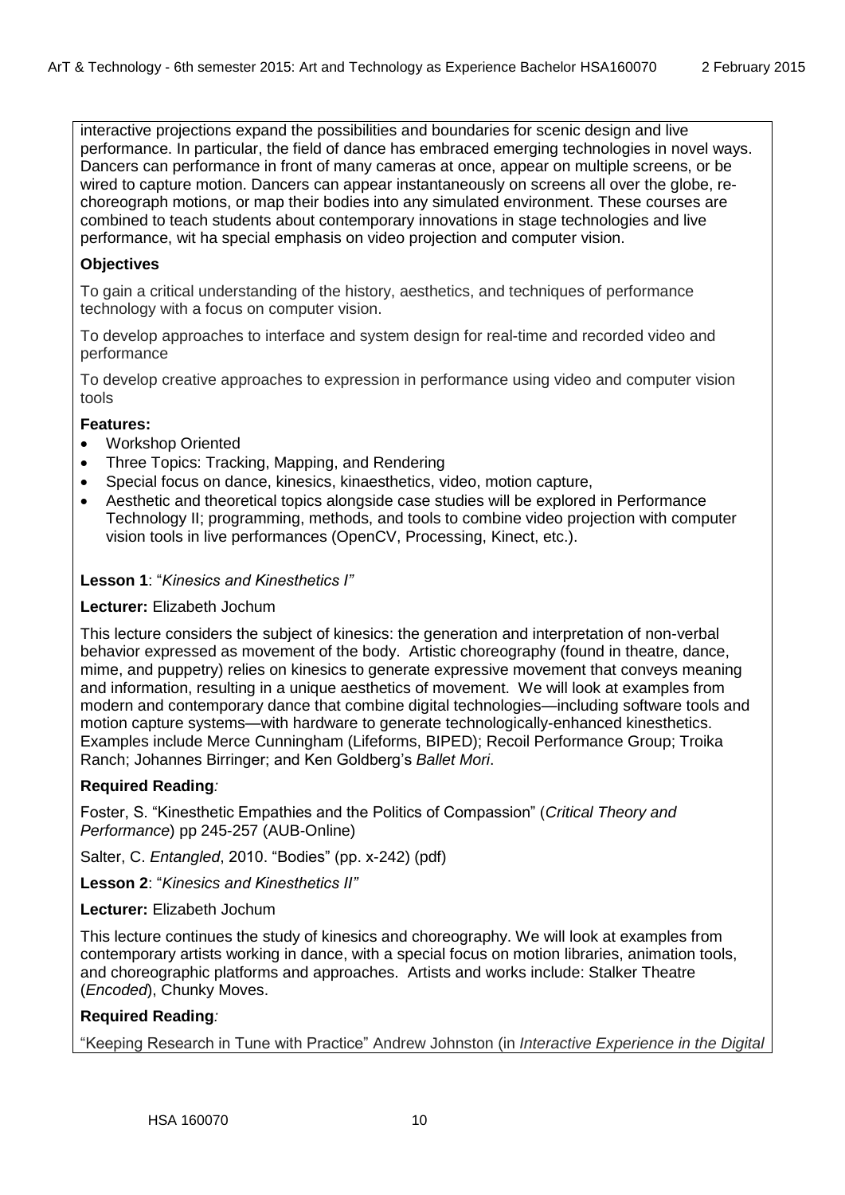interactive projections expand the possibilities and boundaries for scenic design and live performance. In particular, the field of dance has embraced emerging technologies in novel ways. Dancers can performance in front of many cameras at once, appear on multiple screens, or be wired to capture motion. Dancers can appear instantaneously on screens all over the globe, re-choreograph motions, or map their bodies into any simulated environment. These courses are combined to teach students about contemporary innovations in stage technologies and live performance, wit ha special emphasis on video projection and computer vision.

**Objectives**

To gain a critical understanding of the history, aesthetics, and techniques of performance technology with a focus on computer vision.

To develop approaches to interface and system design for real-time and recorded video and performance

To develop creative approaches to expression in performance using video and computer vision tools

**Features:**

- Workshop Oriented
- Three Topics: Tracking, Mapping, and Rendering
- Special focus on dance, kinesics, kinaesthetics, video, motion capture,
- Aesthetic and theoretical topics alongside case studies will be explored in Performance Technology II; programming, methods, and tools to combine video projection with computer vision tools in live performances (OpenCV, Processing, Kinect, etc.).

**Lesson 1**: "*Kinesics and Kinesthetics I"*

**Lecturer:** Elizabeth Jochum

This lecture considers the subject of kinesics: the generation and interpretation of non-verbal behavior expressed as movement of the body. Artistic choreography (found in theatre, dance, mime, and puppetry) relies on kinesics to generate expressive movement that conveys meaning and information, resulting in a unique aesthetics of movement. We will look at examples from modern and contemporary dance that combine digital technologies—including software tools and motion capture systems—with hardware to generate technologically-enhanced kinesthetics. Examples include Merce Cunningham (Lifeforms, BIPED); Recoil Performance Group; Troika Ranch; Johannes Birringer; and Ken Goldberg's *Ballet Mori*.

**Required Reading***:*

Foster, S. "Kinesthetic Empathies and the Politics of Compassion" (*Critical Theory and Performance*) pp 245-257 (AUB-Online)

Salter, C. *Entangled*, 2010. "Bodies" (pp. x-242) (pdf)

**Lesson 2**: "*Kinesics and Kinesthetics II"*

**Lecturer:** Elizabeth Jochum

This lecture continues the study of kinesics and choreography. We will look at examples from contemporary artists working in dance, with a special focus on motion libraries, animation tools, and choreographic platforms and approaches. Artists and works include: Stalker Theatre (*Encoded*), Chunky Moves.

**Required Reading***:*

"Keeping Research in Tune with Practice" Andrew Johnston (in *Interactive Experience in the Digital*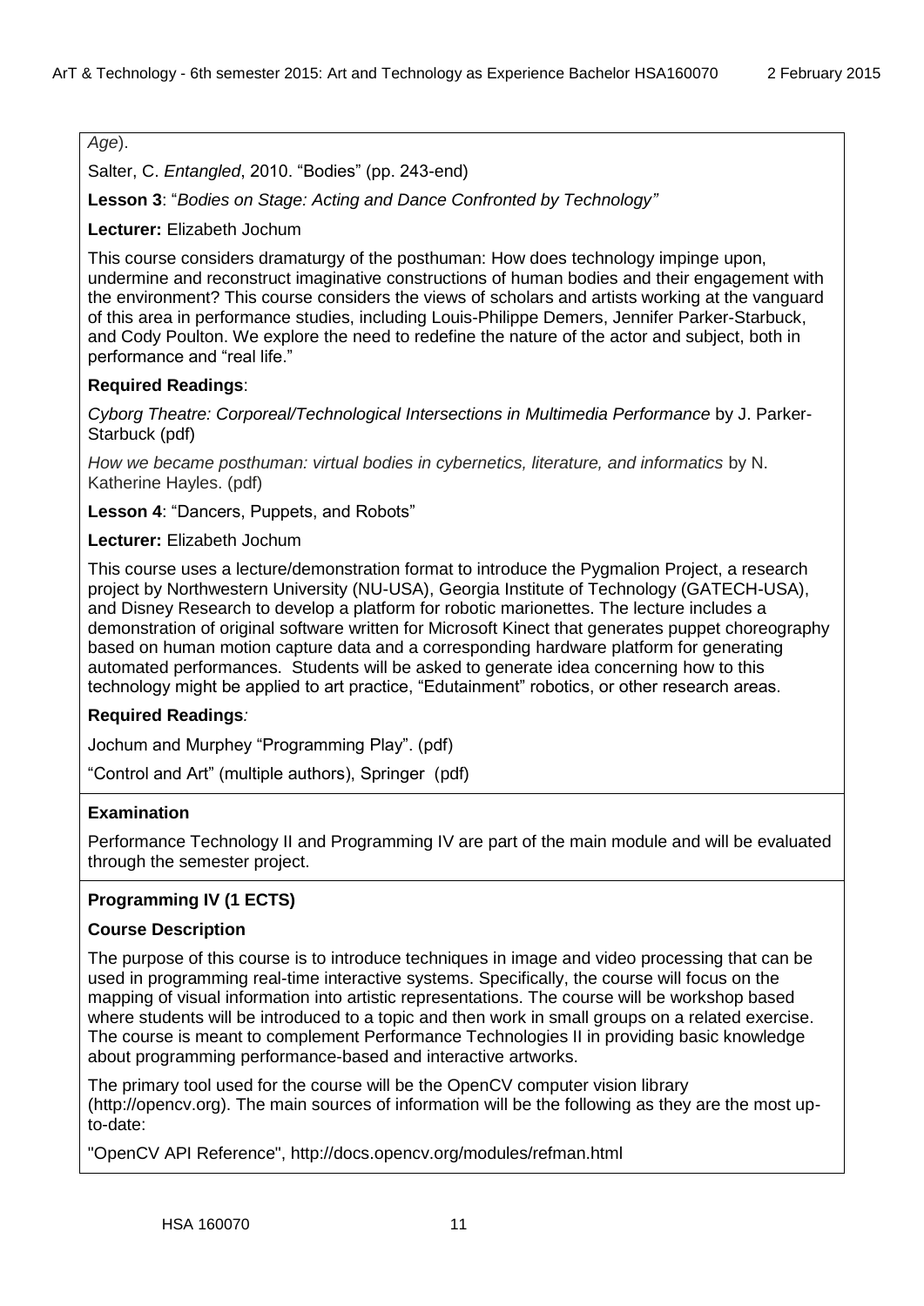*Age*).

Salter, C. *Entangled*, 2010. "Bodies" (pp. 243-end)

**Lesson 3**: "*Bodies on Stage: Acting and Dance Confronted by Technology"*

**Lecturer:** Elizabeth Jochum

This course considers dramaturgy of the posthuman: How does technology impinge upon, undermine and reconstruct imaginative constructions of human bodies and their engagement with the environment? This course considers the views of scholars and artists working at the vanguard of this area in performance studies, including Louis-Philippe Demers, Jennifer Parker-Starbuck, and Cody Poulton. We explore the need to redefine the nature of the actor and subject, both in performance and "real life."

**Required Readings**:

*Cyborg Theatre: Corporeal/Technological Intersections in Multimedia Performance* by J. Parker-Starbuck (pdf)

*How we became posthuman: virtual bodies in cybernetics, literature, and informatics* by N. Katherine Hayles. (pdf)

**Lesson 4**: "Dancers, Puppets, and Robots"

**Lecturer:** Elizabeth Jochum

This course uses a lecture/demonstration format to introduce the Pygmalion Project, a research project by Northwestern University (NU-USA), Georgia Institute of Technology (GATECH-USA), and Disney Research to develop a platform for robotic marionettes. The lecture includes a demonstration of original software written for Microsoft Kinect that generates puppet choreography based on human motion capture data and a corresponding hardware platform for generating automated performances. Students will be asked to generate idea concerning how to this technology might be applied to art practice, "Edutainment" robotics, or other research areas.

**Required Readings***:*

Jochum and Murphey "Programming Play". (pdf)

"Control and Art" (multiple authors), Springer (pdf)

**Examination**

Performance Technology II and Programming IV are part of the main module and will be evaluated through the semester project.

**Programming IV (1 ECTS)**

**Course Description**

The purpose of this course is to introduce techniques in image and video processing that can be used in programming real-time interactive systems. Specifically, the course will focus on the mapping of visual information into artistic representations. The course will be workshop based where students will be introduced to a topic and then work in small groups on a related exercise. The course is meant to complement Performance Technologies II in providing basic knowledge about programming performance-based and interactive artworks.

The primary tool used for the course will be the OpenCV computer vision library (http://opencv.org). The main sources of information will be the following as they are the most up-to-date:

"OpenCV API Reference", http://docs.opencv.org/modules/refman.html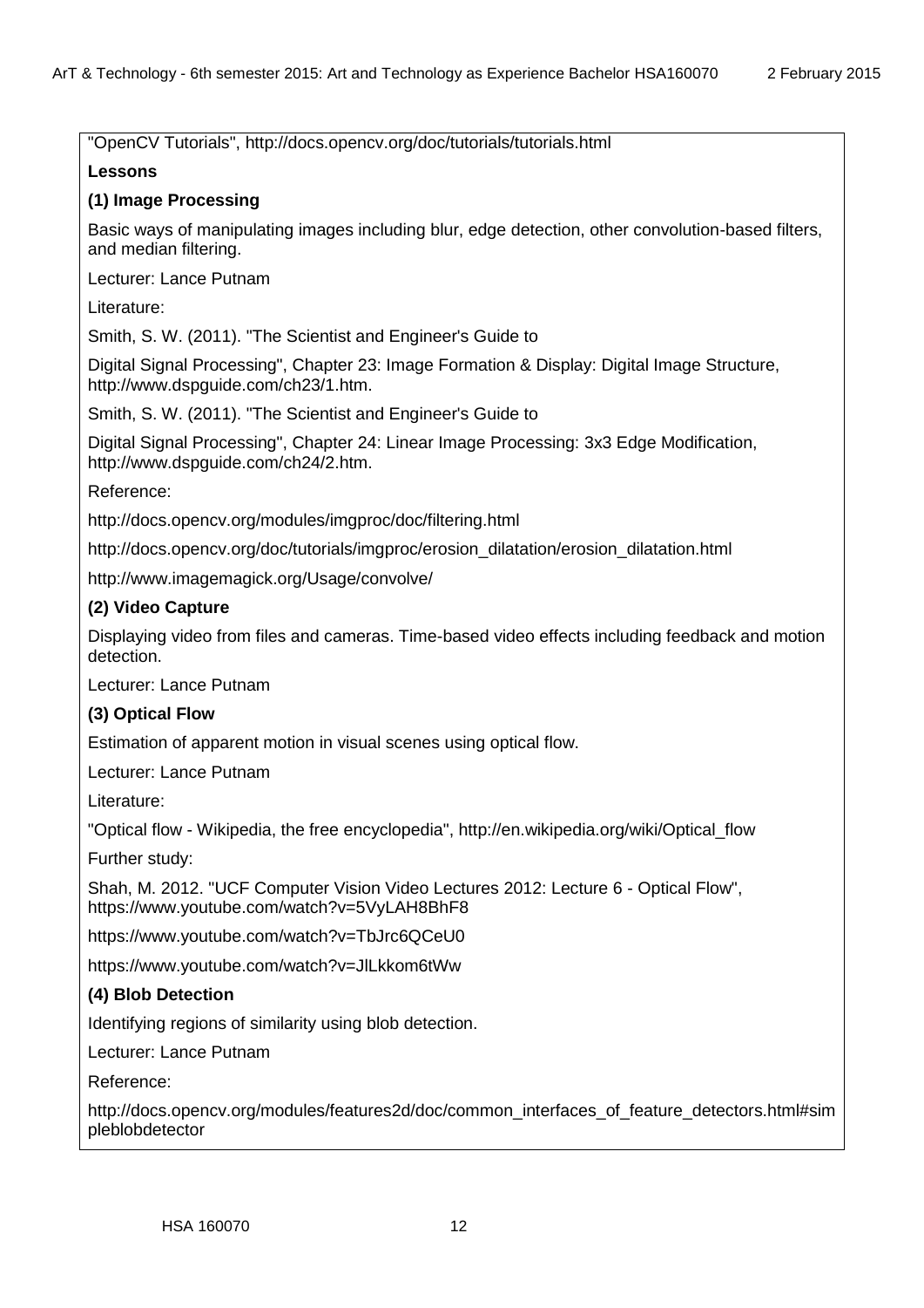"OpenCV Tutorials", http://docs.opencv.org/doc/tutorials/tutorials.html

**Lessons**

**(1) Image Processing**

Basic ways of manipulating images including blur, edge detection, other convolution-based filters, and median filtering.

Lecturer: Lance Putnam

Literature:

Smith, S. W. (2011). "The Scientist and Engineer's Guide to

Digital Signal Processing", Chapter 23: Image Formation & Display: Digital Image Structure, http://www.dspguide.com/ch23/1.htm.

Smith, S. W. (2011). "The Scientist and Engineer's Guide to

Digital Signal Processing", Chapter 24: Linear Image Processing: 3x3 Edge Modification, http://www.dspguide.com/ch24/2.htm.

Reference:

http://docs.opencv.org/modules/imgproc/doc/filtering.html

http://docs.opencv.org/doc/tutorials/imgproc/erosion_dilatation/erosion_dilatation.html

http://www.imagemagick.org/Usage/convolve/

**(2) Video Capture**

Displaying video from files and cameras. Time-based video effects including feedback and motion detection.

Lecturer: Lance Putnam

**(3) Optical Flow**

Estimation of apparent motion in visual scenes using optical flow.

Lecturer: Lance Putnam

Literature:

"Optical flow - Wikipedia, the free encyclopedia", http://en.wikipedia.org/wiki/Optical_flow

Further study:

Shah, M. 2012. "UCF Computer Vision Video Lectures 2012: Lecture 6 - Optical Flow", https://www.youtube.com/watch?v=5VyLAH8BhF8

https://www.youtube.com/watch?v=TbJrc6QCeU0

https://www.youtube.com/watch?v=JlLkkom6tWw

**(4) Blob Detection**

Identifying regions of similarity using blob detection.

Lecturer: Lance Putnam

Reference:

http://docs.opencv.org/modules/features2d/doc/common_interfaces_of_feature_detectors.html#simpleblobdetector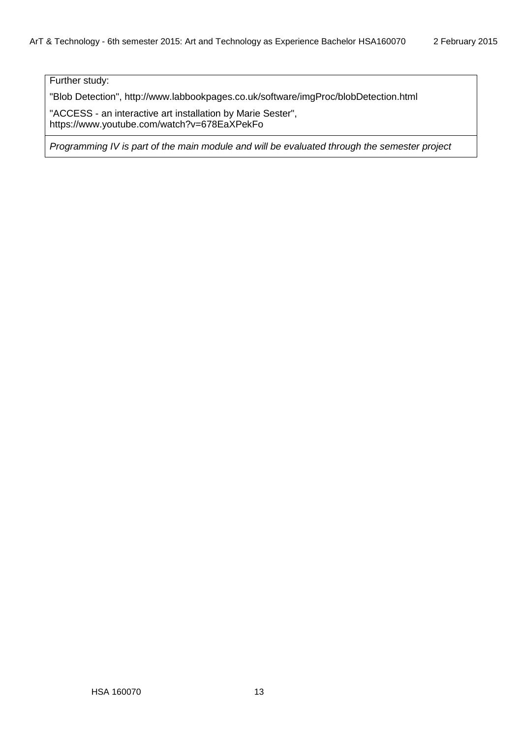Further study:

"Blob Detection", http://www.labbookpages.co.uk/software/imgProc/blobDetection.html

"ACCESS - an interactive art installation by Marie Sester", https://www.youtube.com/watch?v=678EaXPekFo

*Programming IV is part of the main module and will be evaluated through the semester project*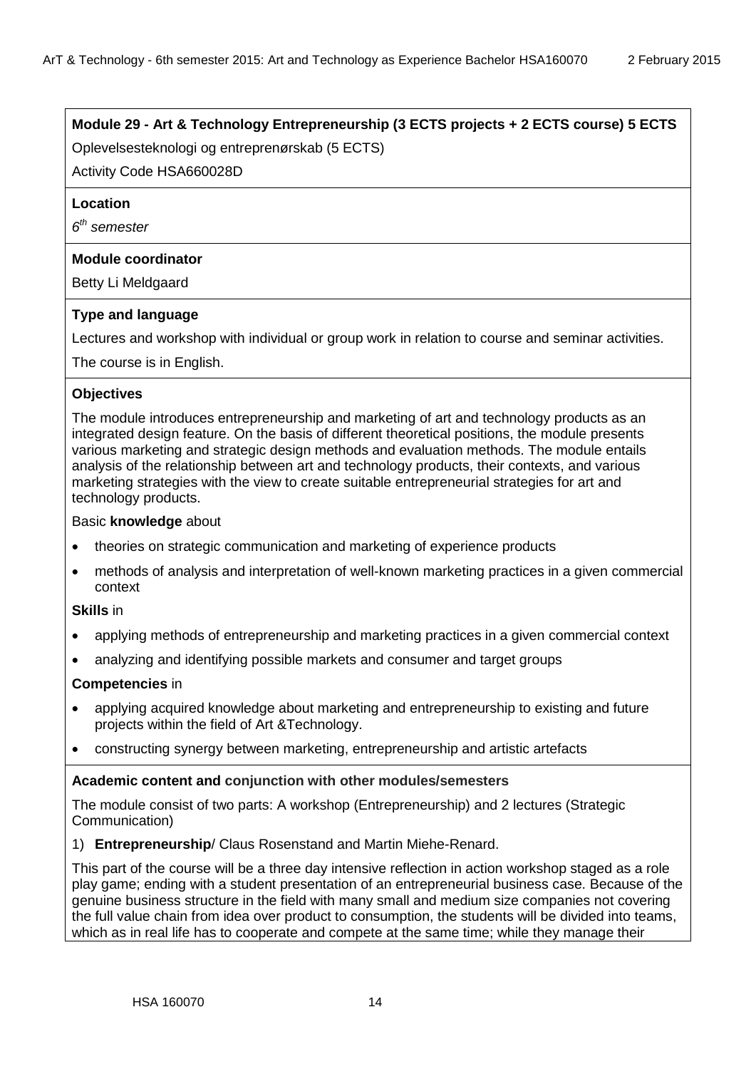**Module 29 - Art & Technology Entrepreneurship (3 ECTS projects + 2 ECTS course) 5 ECTS**

Oplevelsesteknologi og entreprenørskab (5 ECTS)

Activity Code HSA660028D

**Location**

*6th semester*

**Module coordinator**

Betty Li Meldgaard

**Type and language**

Lectures and workshop with individual or group work in relation to course and seminar activities.

The course is in English.

**Objectives**

The module introduces entrepreneurship and marketing of art and technology products as an integrated design feature. On the basis of different theoretical positions, the module presents various marketing and strategic design methods and evaluation methods. The module entails analysis of the relationship between art and technology products, their contexts, and various marketing strategies with the view to create suitable entrepreneurial strategies for art and technology products.

Basic **knowledge** about

- theories on strategic communication and marketing of experience products
- methods of analysis and interpretation of well-known marketing practices in a given commercial context

**Skills** in

- applying methods of entrepreneurship and marketing practices in a given commercial context
- analyzing and identifying possible markets and consumer and target groups

**Competencies** in

- applying acquired knowledge about marketing and entrepreneurship to existing and future projects within the field of Art &Technology.
- constructing synergy between marketing, entrepreneurship and artistic artefacts

**Academic content and conjunction with other modules/semesters**

The module consist of two parts: A workshop (Entrepreneurship) and 2 lectures (Strategic Communication)

1) **Entrepreneurship**/ Claus Rosenstand and Martin Miehe-Renard.

This part of the course will be a three day intensive reflection in action workshop staged as a role play game; ending with a student presentation of an entrepreneurial business case. Because of the genuine business structure in the field with many small and medium size companies not covering the full value chain from idea over product to consumption, the students will be divided into teams, which as in real life has to cooperate and compete at the same time; while they manage their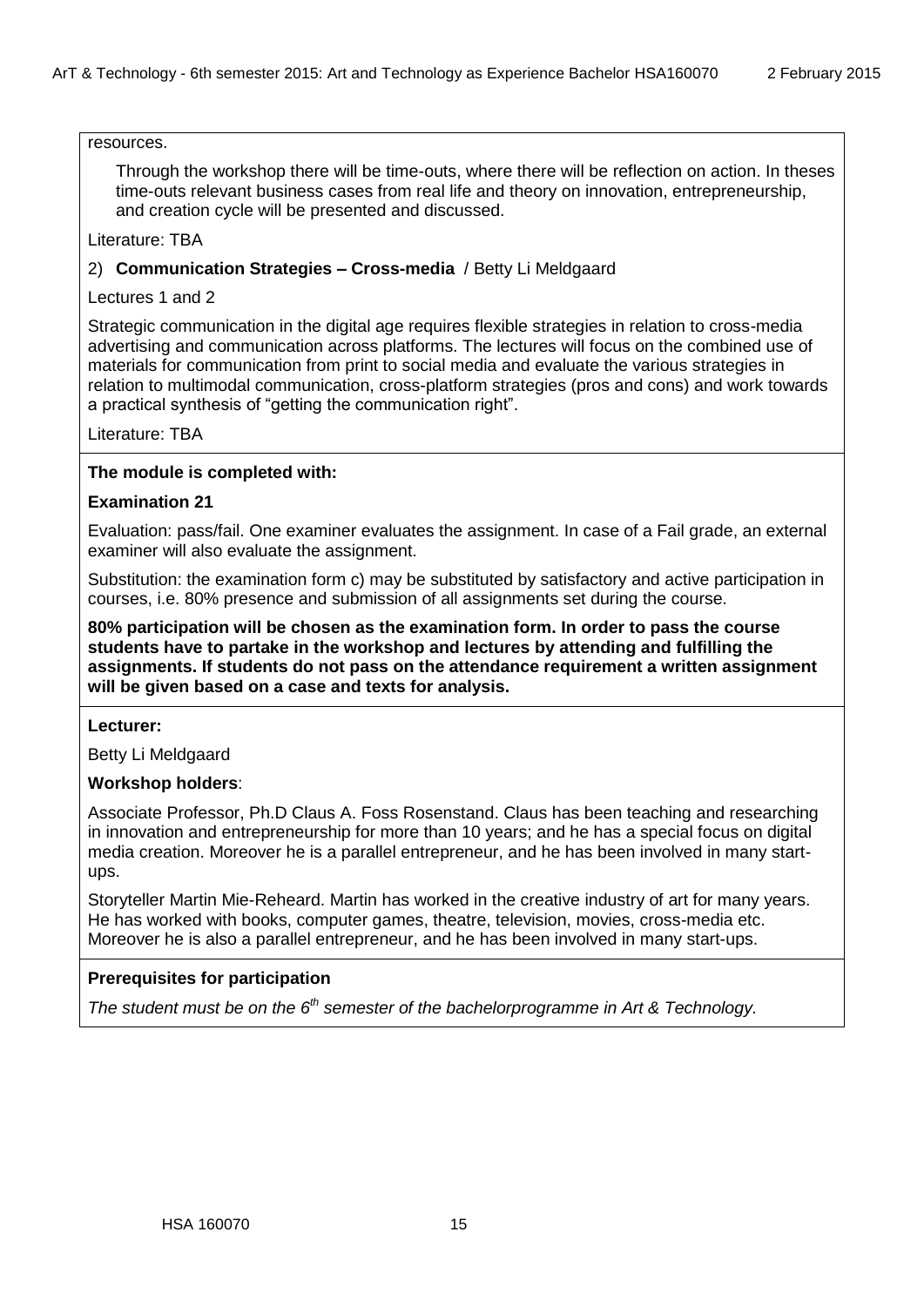resources.

Through the workshop there will be time-outs, where there will be reflection on action. In theses time-outs relevant business cases from real life and theory on innovation, entrepreneurship, and creation cycle will be presented and discussed.

Literature: TBA

2) **Communication Strategies – Cross-media** / Betty Li Meldgaard

Lectures 1 and 2

Strategic communication in the digital age requires flexible strategies in relation to cross-media advertising and communication across platforms. The lectures will focus on the combined use of materials for communication from print to social media and evaluate the various strategies in relation to multimodal communication, cross-platform strategies (pros and cons) and work towards a practical synthesis of "getting the communication right".

Literature: TBA

**The module is completed with:**

**Examination 21**

Evaluation: pass/fail. One examiner evaluates the assignment. In case of a Fail grade, an external examiner will also evaluate the assignment.

Substitution: the examination form c) may be substituted by satisfactory and active participation in courses, i.e. 80% presence and submission of all assignments set during the course.

**80% participation will be chosen as the examination form. In order to pass the course students have to partake in the workshop and lectures by attending and fulfilling the assignments. If students do not pass on the attendance requirement a written assignment will be given based on a case and texts for analysis.**

**Lecturer:**

Betty Li Meldgaard

**Workshop holders**:

Associate Professor, Ph.D Claus A. Foss Rosenstand. Claus has been teaching and researching in innovation and entrepreneurship for more than 10 years; and he has a special focus on digital media creation. Moreover he is a parallel entrepreneur, and he has been involved in many start-ups.

Storyteller Martin Mie-Reheard. Martin has worked in the creative industry of art for many years. He has worked with books, computer games, theatre, television, movies, cross-media etc. Moreover he is also a parallel entrepreneur, and he has been involved in many start-ups.

**Prerequisites for participation**

*The student must be on the 6th semester of the bachelorprogramme in Art & Technology.*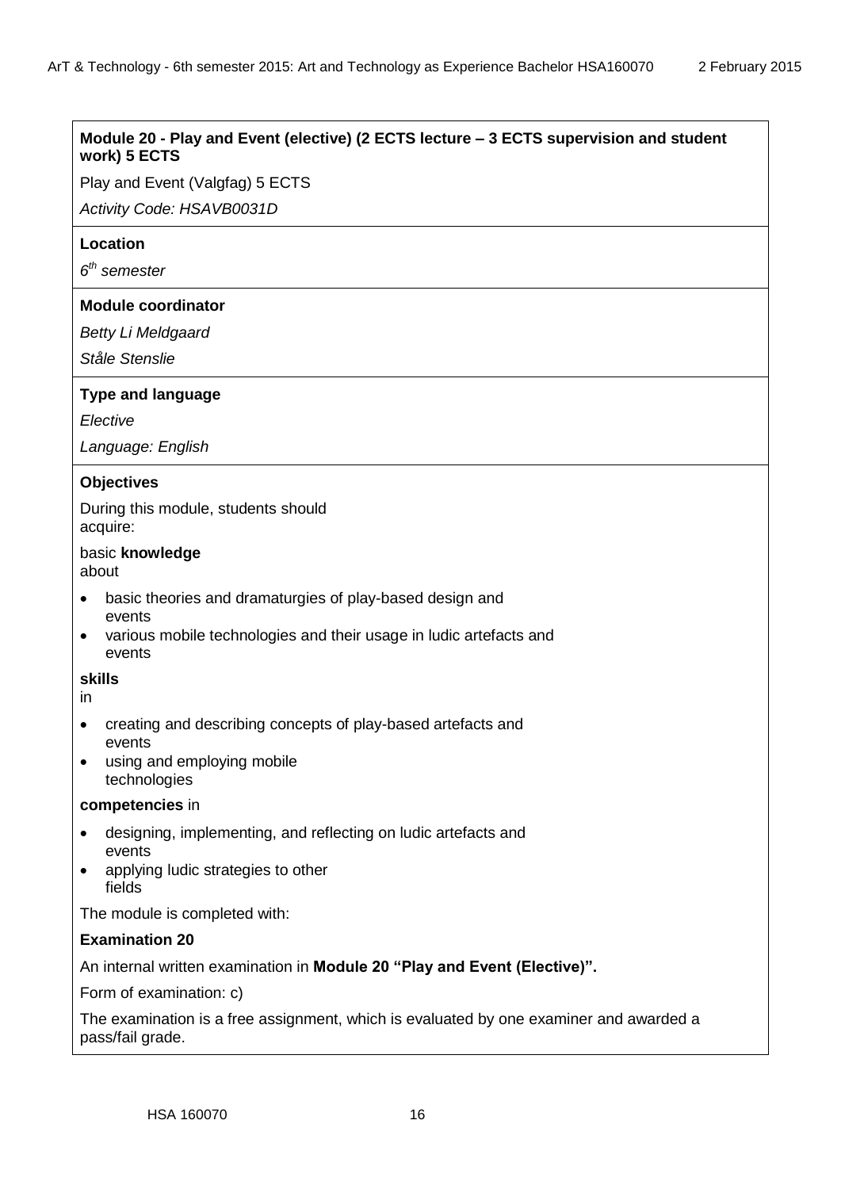**Module 20 - Play and Event (elective) (2 ECTS lecture – 3 ECTS supervision and student work) 5 ECTS**

Play and Event (Valgfag) 5 ECTS

*Activity Code: HSAVB0031D*

**Location**

*6th semester*

**Module coordinator**

*Betty Li Meldgaard*

*Ståle Stenslie*

**Type and language**

*Elective*

*Language: English*

**Objectives**

During this module, students should acquire:

basic **knowledge** about

- basic theories and dramaturgies of play-based design and events
- various mobile technologies and their usage in ludic artefacts and events

**skills** in

- creating and describing concepts of play-based artefacts and events
- using and employing mobile technologies

**competencies** in

- designing, implementing, and reflecting on ludic artefacts and events
- applying ludic strategies to other fields

The module is completed with:

**Examination 20**

An internal written examination in **Module 20 "Play and Event (Elective)".**

Form of examination: c)

The examination is a free assignment, which is evaluated by one examiner and awarded a pass/fail grade.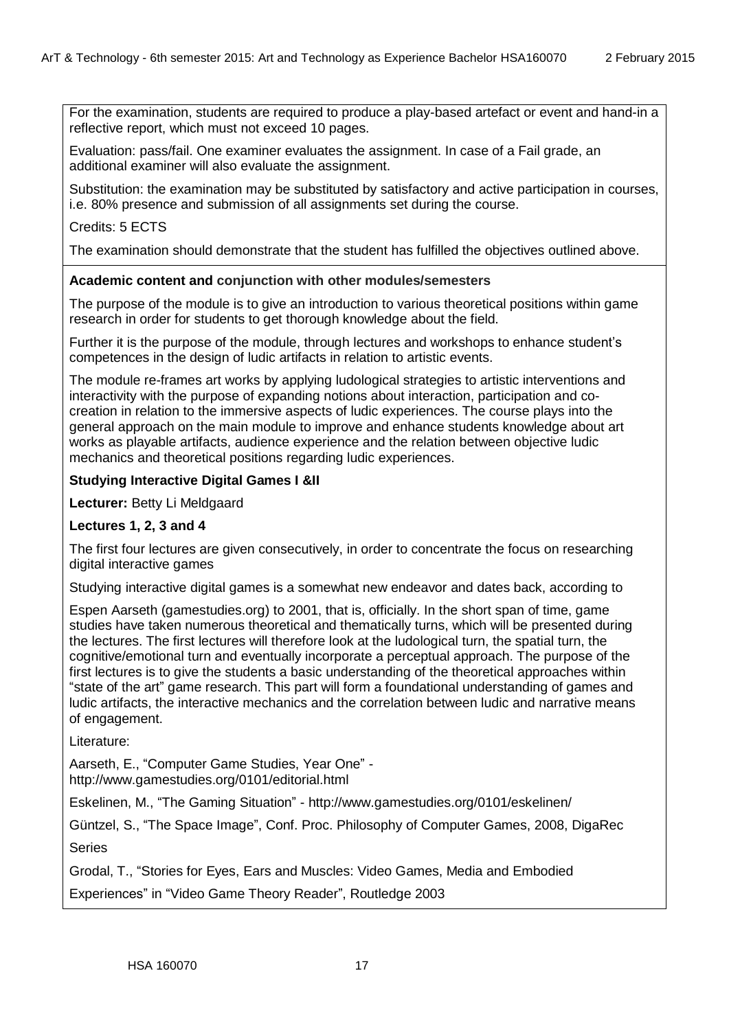For the examination, students are required to produce a play-based artefact or event and hand-in a reflective report, which must not exceed 10 pages.

Evaluation: pass/fail. One examiner evaluates the assignment. In case of a Fail grade, an additional examiner will also evaluate the assignment.

Substitution: the examination may be substituted by satisfactory and active participation in courses, i.e. 80% presence and submission of all assignments set during the course.

Credits: 5 ECTS

The examination should demonstrate that the student has fulfilled the objectives outlined above.

**Academic content and conjunction with other modules/semesters**

The purpose of the module is to give an introduction to various theoretical positions within game research in order for students to get thorough knowledge about the field.

Further it is the purpose of the module, through lectures and workshops to enhance student's competences in the design of ludic artifacts in relation to artistic events.

The module re-frames art works by applying ludological strategies to artistic interventions and interactivity with the purpose of expanding notions about interaction, participation and co-creation in relation to the immersive aspects of ludic experiences. The course plays into the general approach on the main module to improve and enhance students knowledge about art works as playable artifacts, audience experience and the relation between objective ludic mechanics and theoretical positions regarding ludic experiences.

**Studying Interactive Digital Games I &II**

**Lecturer:** Betty Li Meldgaard

**Lectures 1, 2, 3 and 4**

The first four lectures are given consecutively, in order to concentrate the focus on researching digital interactive games

Studying interactive digital games is a somewhat new endeavor and dates back, according to

Espen Aarseth (gamestudies.org) to 2001, that is, officially. In the short span of time, game studies have taken numerous theoretical and thematically turns, which will be presented during the lectures. The first lectures will therefore look at the ludological turn, the spatial turn, the cognitive/emotional turn and eventually incorporate a perceptual approach. The purpose of the first lectures is to give the students a basic understanding of the theoretical approaches within "state of the art" game research. This part will form a foundational understanding of games and ludic artifacts, the interactive mechanics and the correlation between ludic and narrative means of engagement.

Literature:

Aarseth, E., "Computer Game Studies, Year One" - http://www.gamestudies.org/0101/editorial.html

Eskelinen, M., "The Gaming Situation" - http://www.gamestudies.org/0101/eskelinen/

Güntzel, S., "The Space Image", Conf. Proc. Philosophy of Computer Games, 2008, DigaRec Series

Grodal, T., "Stories for Eyes, Ears and Muscles: Video Games, Media and Embodied Experiences" in "Video Game Theory Reader", Routledge 2003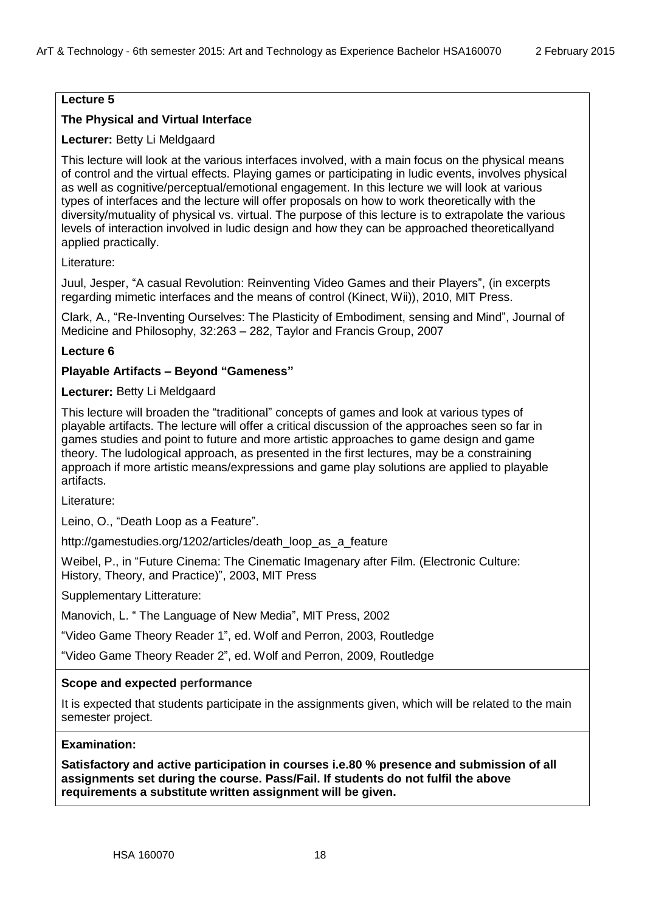**Lecture 5**

**The Physical and Virtual Interface**

**Lecturer:** Betty Li Meldgaard

This lecture will look at the various interfaces involved, with a main focus on the physical means of control and the virtual effects. Playing games or participating in ludic events, involves physical as well as cognitive/perceptual/emotional engagement. In this lecture we will look at various types of interfaces and the lecture will offer proposals on how to work theoretically with the diversity/mutuality of physical vs. virtual. The purpose of this lecture is to extrapolate the various levels of interaction involved in ludic design and how they can be approached theoreticallyand applied practically.

Literature:

Juul, Jesper, "A casual Revolution: Reinventing Video Games and their Players", (in excerpts regarding mimetic interfaces and the means of control (Kinect, Wii)), 2010, MIT Press.

Clark, A., "Re-Inventing Ourselves: The Plasticity of Embodiment, sensing and Mind", Journal of Medicine and Philosophy, 32:263 – 282, Taylor and Francis Group, 2007

**Lecture 6**

**Playable Artifacts – Beyond "Gameness"**

**Lecturer:** Betty Li Meldgaard

This lecture will broaden the "traditional" concepts of games and look at various types of playable artifacts. The lecture will offer a critical discussion of the approaches seen so far in games studies and point to future and more artistic approaches to game design and game theory. The ludological approach, as presented in the first lectures, may be a constraining approach if more artistic means/expressions and game play solutions are applied to playable artifacts.

Literature:

Leino, O., "Death Loop as a Feature".

http://gamestudies.org/1202/articles/death_loop_as_a_feature

Weibel, P., in "Future Cinema: The Cinematic Imagenary after Film. (Electronic Culture: History, Theory, and Practice)", 2003, MIT Press

Supplementary Litterature:

Manovich, L. " The Language of New Media", MIT Press, 2002

"Video Game Theory Reader 1", ed. Wolf and Perron, 2003, Routledge

"Video Game Theory Reader 2", ed. Wolf and Perron, 2009, Routledge

**Scope and expected performance**

It is expected that students participate in the assignments given, which will be related to the main semester project.

**Examination:**

**Satisfactory and active participation in courses i.e.80 % presence and submission of all assignments set during the course. Pass/Fail. If students do not fulfil the above requirements a substitute written assignment will be given.**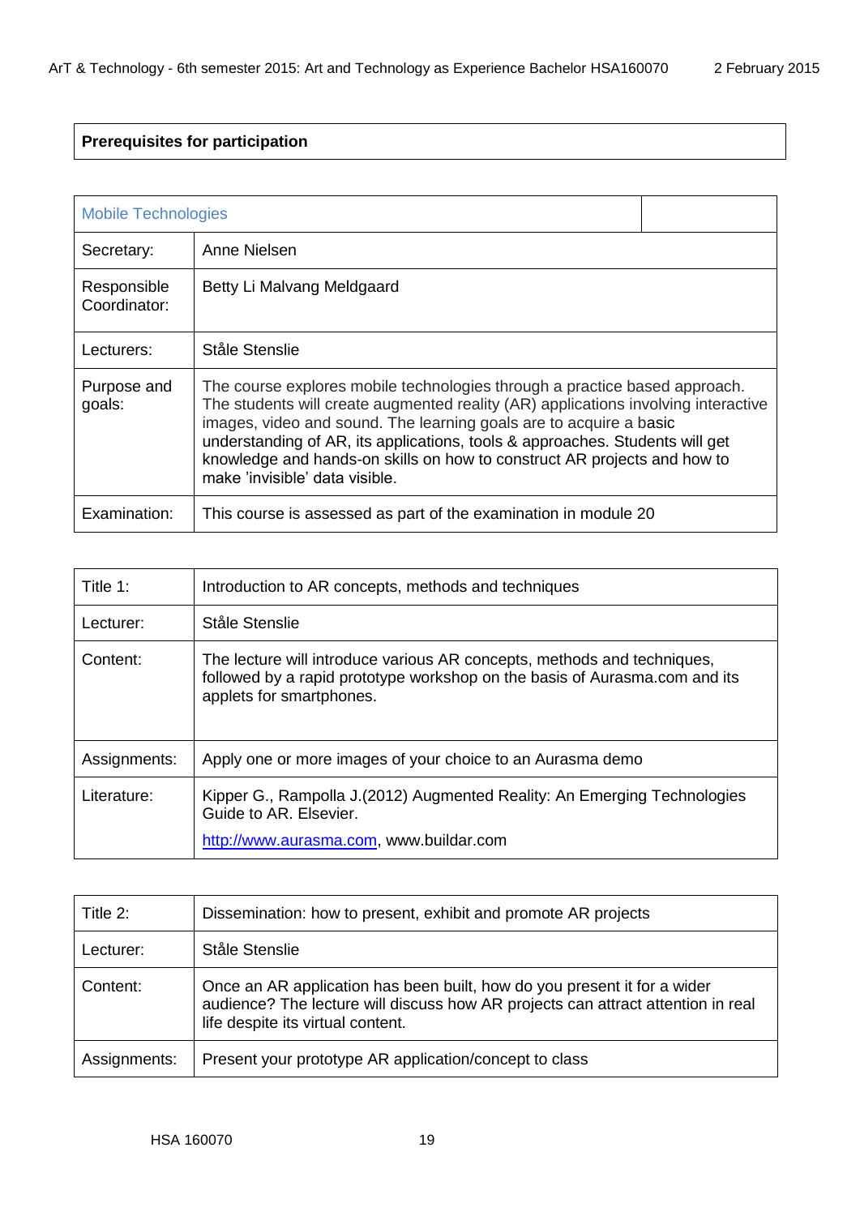| Prerequisites for participation |
|---|

| Mobile Technologies | |
|---|---|
| Secretary: | Anne Nielsen |
| Responsible Coordinator: | Betty Li Malvang Meldgaard |
| Lecturers: | Ståle Stenslie |
| Purpose and goals: | The course explores mobile technologies through a practice based approach. The students will create augmented reality (AR) applications involving interactive images, video and sound. The learning goals are to acquire a basic understanding of AR, its applications, tools & approaches. Students will get knowledge and hands-on skills on how to construct AR projects and how to make 'invisible' data visible. |
| Examination: | This course is assessed as part of the examination in module 20 |

| Title 1: | Introduction to AR concepts, methods and techniques |
|---|---|
| Lecturer: | Ståle Stenslie |
| Content: | The lecture will introduce various AR concepts, methods and techniques, followed by a rapid prototype workshop on the basis of Aurasma.com and its applets for smartphones. |
| Assignments: | Apply one or more images of your choice to an Aurasma demo |
| Literature: | Kipper G., Rampolla J.(2012) Augmented Reality: An Emerging Technologies Guide to AR. Elsevier. [http://www.aurasma.com](http://www.aurasma.com), www.buildar.com |

| Title 2: | Dissemination: how to present, exhibit and promote AR projects |
|---|---|
| Lecturer: | Ståle Stenslie |
| Content: | Once an AR application has been built, how do you present it for a wider audience? The lecture will discuss how AR projects can attract attention in real life despite its virtual content. |
| Assignments: | Present your prototype AR application/concept to class |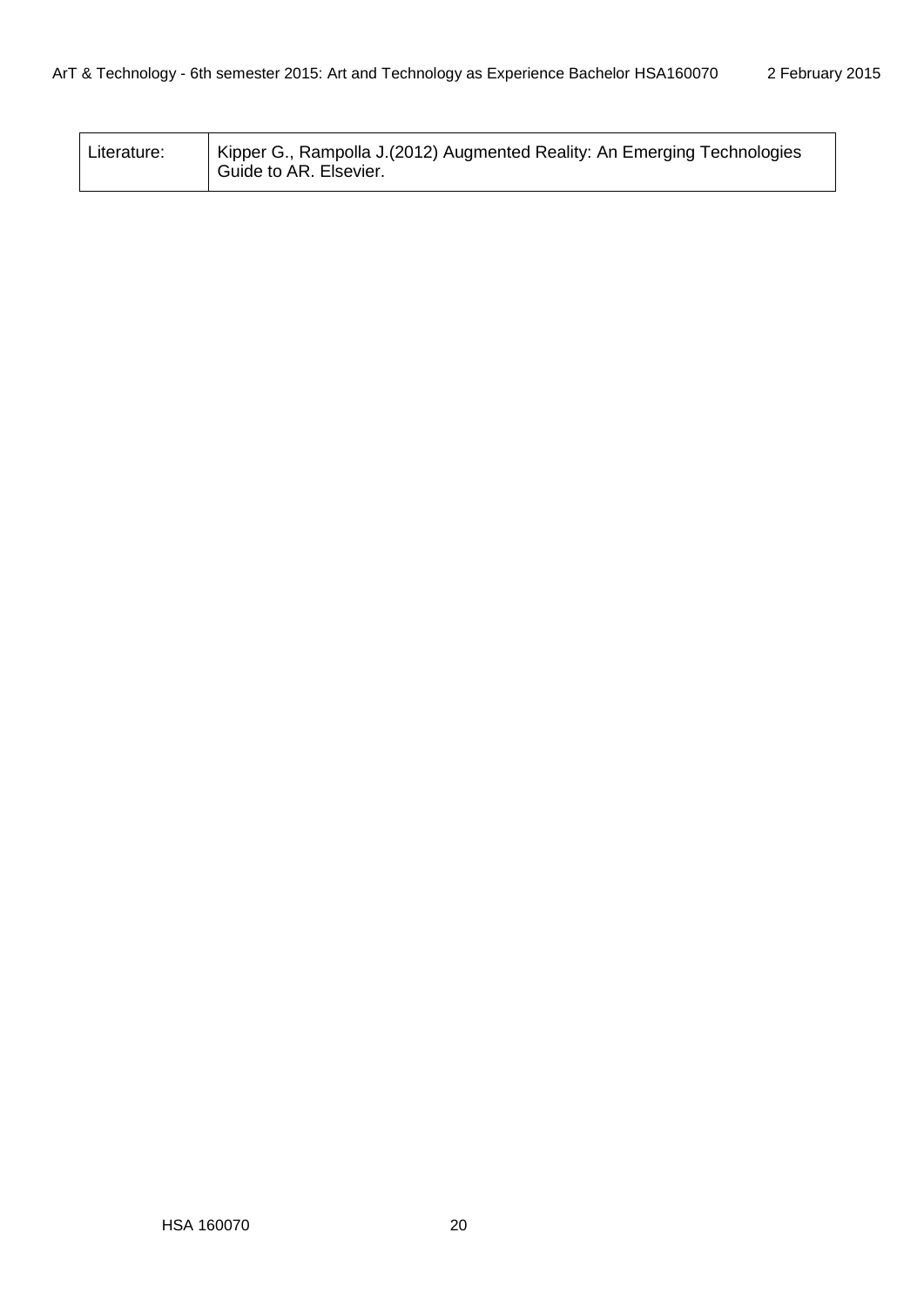| | |
|---|---|
| Literature: | Kipper G., Rampolla J.(2012) Augmented Reality: An Emerging Technologies Guide to AR. Elsevier. |